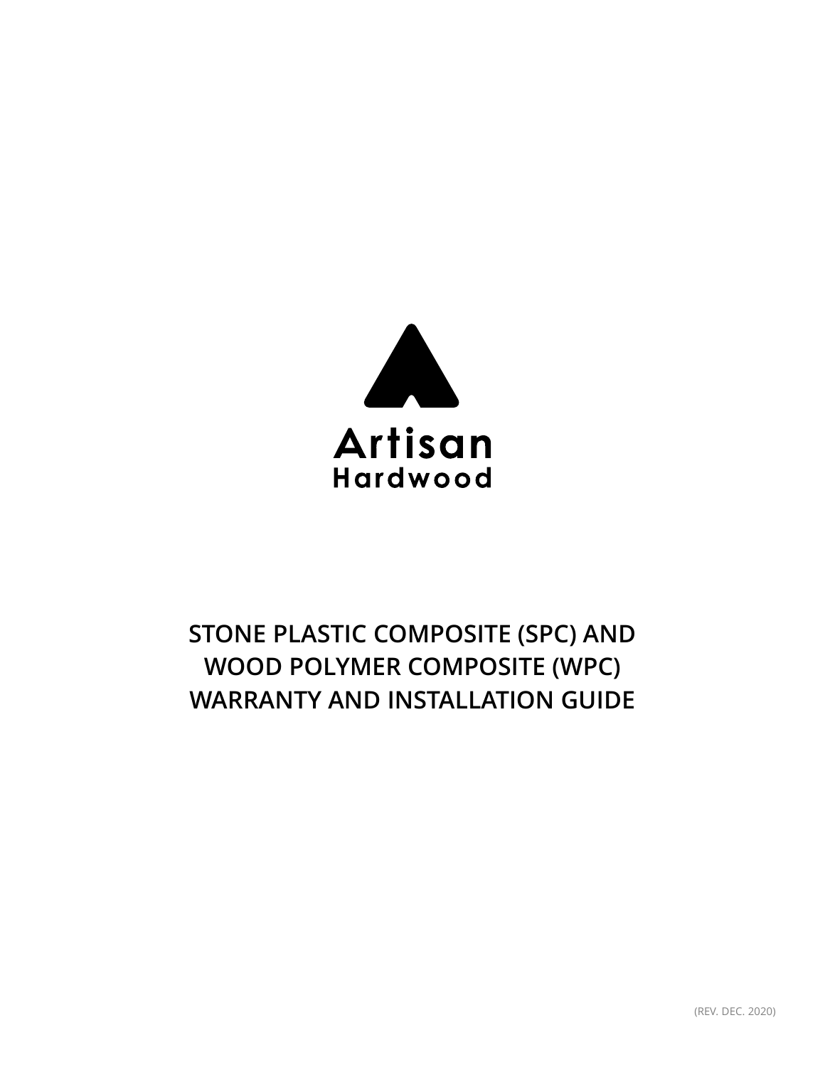Artisan
Hardwood

# STONE PLASTIC COMPOSITE (SPC) AND WOOD POLYMER COMPOSITE (WPC) WARRANTY AND INSTALLATION GUIDE

(REV. DEC. 2020)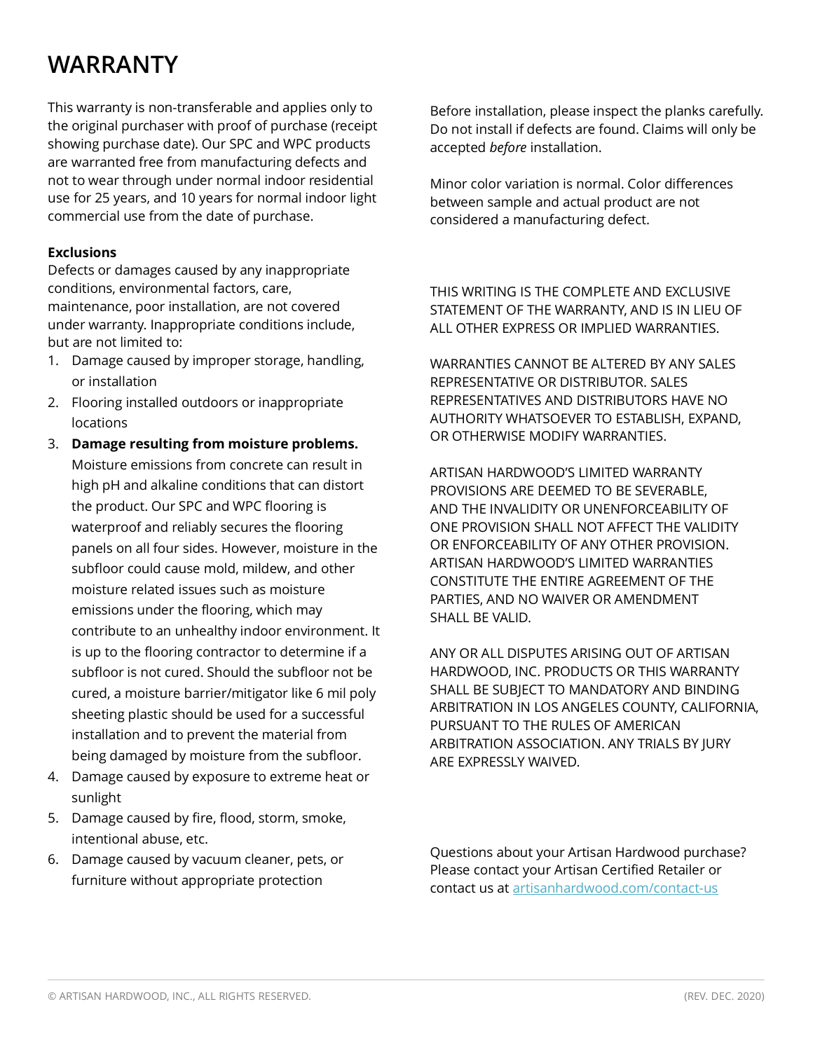# WARRANTY

This warranty is non-transferable and applies only to the original purchaser with proof of purchase (receipt showing purchase date). Our SPC and WPC products are warranted free from manufacturing defects and not to wear through under normal indoor residential use for 25 years, and 10 years for normal indoor light commercial use from the date of purchase.

**Exclusions**
Defects or damages caused by any inappropriate conditions, environmental factors, care, maintenance, poor installation, are not covered under warranty. Inappropriate conditions include, but are not limited to:

1. Damage caused by improper storage, handling, or installation
2. Flooring installed outdoors or inappropriate locations
3. **Damage resulting from moisture problems.** Moisture emissions from concrete can result in high pH and alkaline conditions that can distort the product. Our SPC and WPC flooring is waterproof and reliably secures the flooring panels on all four sides. However, moisture in the subfloor could cause mold, mildew, and other moisture related issues such as moisture emissions under the flooring, which may contribute to an unhealthy indoor environment. It is up to the flooring contractor to determine if a subfloor is not cured. Should the subfloor not be cured, a moisture barrier/mitigator like 6 mil poly sheeting plastic should be used for a successful installation and to prevent the material from being damaged by moisture from the subfloor.
4. Damage caused by exposure to extreme heat or sunlight
5. Damage caused by fire, flood, storm, smoke, intentional abuse, etc.
6. Damage caused by vacuum cleaner, pets, or furniture without appropriate protection

Before installation, please inspect the planks carefully. Do not install if defects are found. Claims will only be accepted *before* installation.

Minor color variation is normal. Color differences between sample and actual product are not considered a manufacturing defect.

THIS WRITING IS THE COMPLETE AND EXCLUSIVE STATEMENT OF THE WARRANTY, AND IS IN LIEU OF ALL OTHER EXPRESS OR IMPLIED WARRANTIES.

WARRANTIES CANNOT BE ALTERED BY ANY SALES REPRESENTATIVE OR DISTRIBUTOR. SALES REPRESENTATIVES AND DISTRIBUTORS HAVE NO AUTHORITY WHATSOEVER TO ESTABLISH, EXPAND, OR OTHERWISE MODIFY WARRANTIES.

ARTISAN HARDWOOD'S LIMITED WARRANTY PROVISIONS ARE DEEMED TO BE SEVERABLE, AND THE INVALIDITY OR UNENFORCEABILITY OF ONE PROVISION SHALL NOT AFFECT THE VALIDITY OR ENFORCEABILITY OF ANY OTHER PROVISION. ARTISAN HARDWOOD'S LIMITED WARRANTIES CONSTITUTE THE ENTIRE AGREEMENT OF THE PARTIES, AND NO WAIVER OR AMENDMENT SHALL BE VALID.

ANY OR ALL DISPUTES ARISING OUT OF ARTISAN HARDWOOD, INC. PRODUCTS OR THIS WARRANTY SHALL BE SUBJECT TO MANDATORY AND BINDING ARBITRATION IN LOS ANGELES COUNTY, CALIFORNIA, PURSUANT TO THE RULES OF AMERICAN ARBITRATION ASSOCIATION. ANY TRIALS BY JURY ARE EXPRESSLY WAIVED.

Questions about your Artisan Hardwood purchase? Please contact your Artisan Certified Retailer or contact us at [artisanhardwood.com/contact-us](https://artisanhardwood.com/contact-us)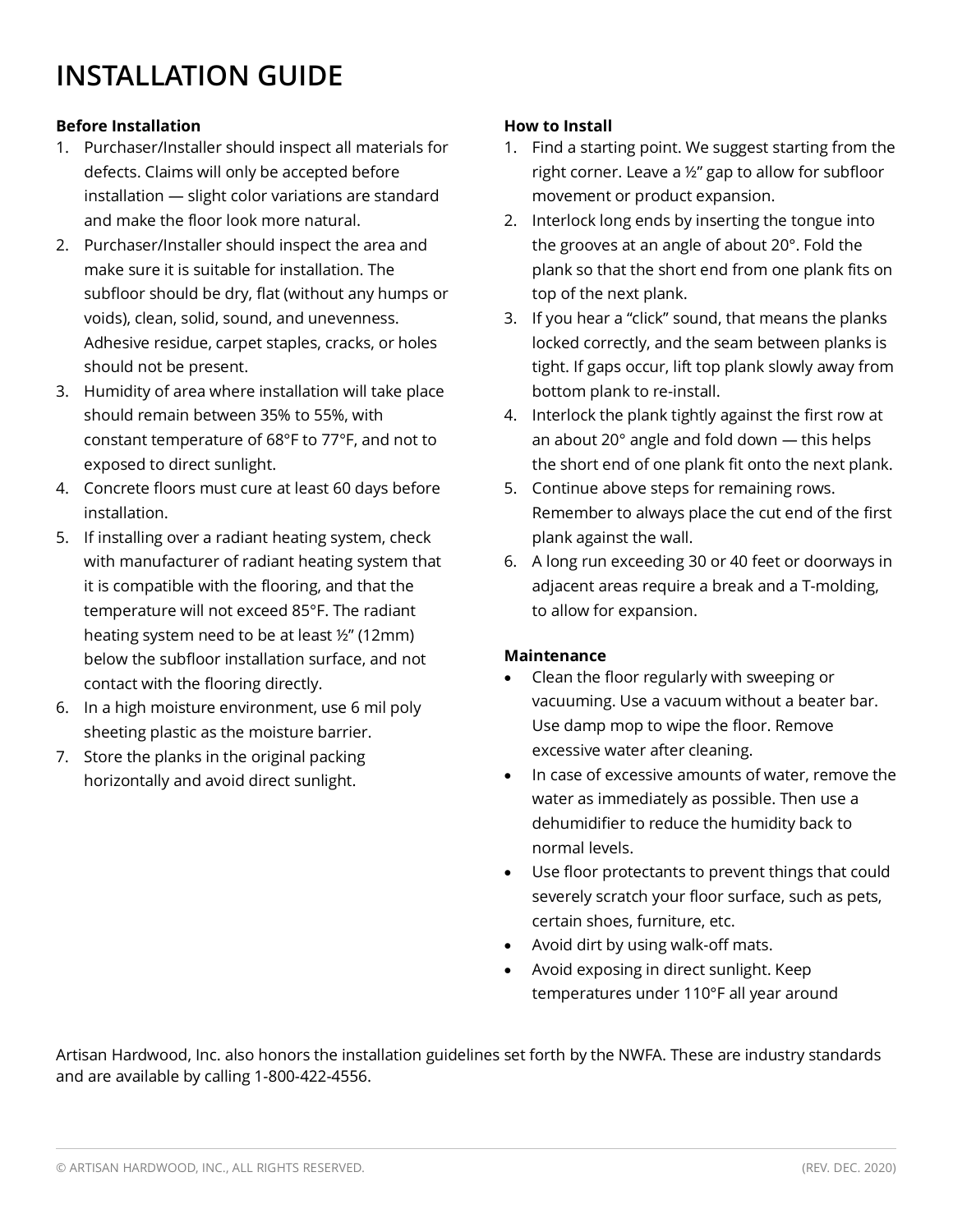# INSTALLATION GUIDE

**Before Installation**

1. Purchaser/Installer should inspect all materials for defects. Claims will only be accepted before installation — slight color variations are standard and make the floor look more natural.
2. Purchaser/Installer should inspect the area and make sure it is suitable for installation. The subfloor should be dry, flat (without any humps or voids), clean, solid, sound, and unevenness. Adhesive residue, carpet staples, cracks, or holes should not be present.
3. Humidity of area where installation will take place should remain between 35% to 55%, with constant temperature of 68°F to 77°F, and not to exposed to direct sunlight.
4. Concrete floors must cure at least 60 days before installation.
5. If installing over a radiant heating system, check with manufacturer of radiant heating system that it is compatible with the flooring, and that the temperature will not exceed 85°F. The radiant heating system need to be at least ½" (12mm) below the subfloor installation surface, and not contact with the flooring directly.
6. In a high moisture environment, use 6 mil poly sheeting plastic as the moisture barrier.
7. Store the planks in the original packing horizontally and avoid direct sunlight.

**How to Install**

1. Find a starting point. We suggest starting from the right corner. Leave a ½" gap to allow for subfloor movement or product expansion.
2. Interlock long ends by inserting the tongue into the grooves at an angle of about 20°. Fold the plank so that the short end from one plank fits on top of the next plank.
3. If you hear a "click" sound, that means the planks locked correctly, and the seam between planks is tight. If gaps occur, lift top plank slowly away from bottom plank to re-install.
4. Interlock the plank tightly against the first row at an about 20° angle and fold down — this helps the short end of one plank fit onto the next plank.
5. Continue above steps for remaining rows. Remember to always place the cut end of the first plank against the wall.
6. A long run exceeding 30 or 40 feet or doorways in adjacent areas require a break and a T-molding, to allow for expansion.

**Maintenance**

- Clean the floor regularly with sweeping or vacuuming. Use a vacuum without a beater bar. Use damp mop to wipe the floor. Remove excessive water after cleaning.
- In case of excessive amounts of water, remove the water as immediately as possible. Then use a dehumidifier to reduce the humidity back to normal levels.
- Use floor protectants to prevent things that could severely scratch your floor surface, such as pets, certain shoes, furniture, etc.
- Avoid dirt by using walk-off mats.
- Avoid exposing in direct sunlight. Keep temperatures under 110°F all year around

Artisan Hardwood, Inc. also honors the installation guidelines set forth by the NWFA. These are industry standards and are available by calling 1-800-422-4556.